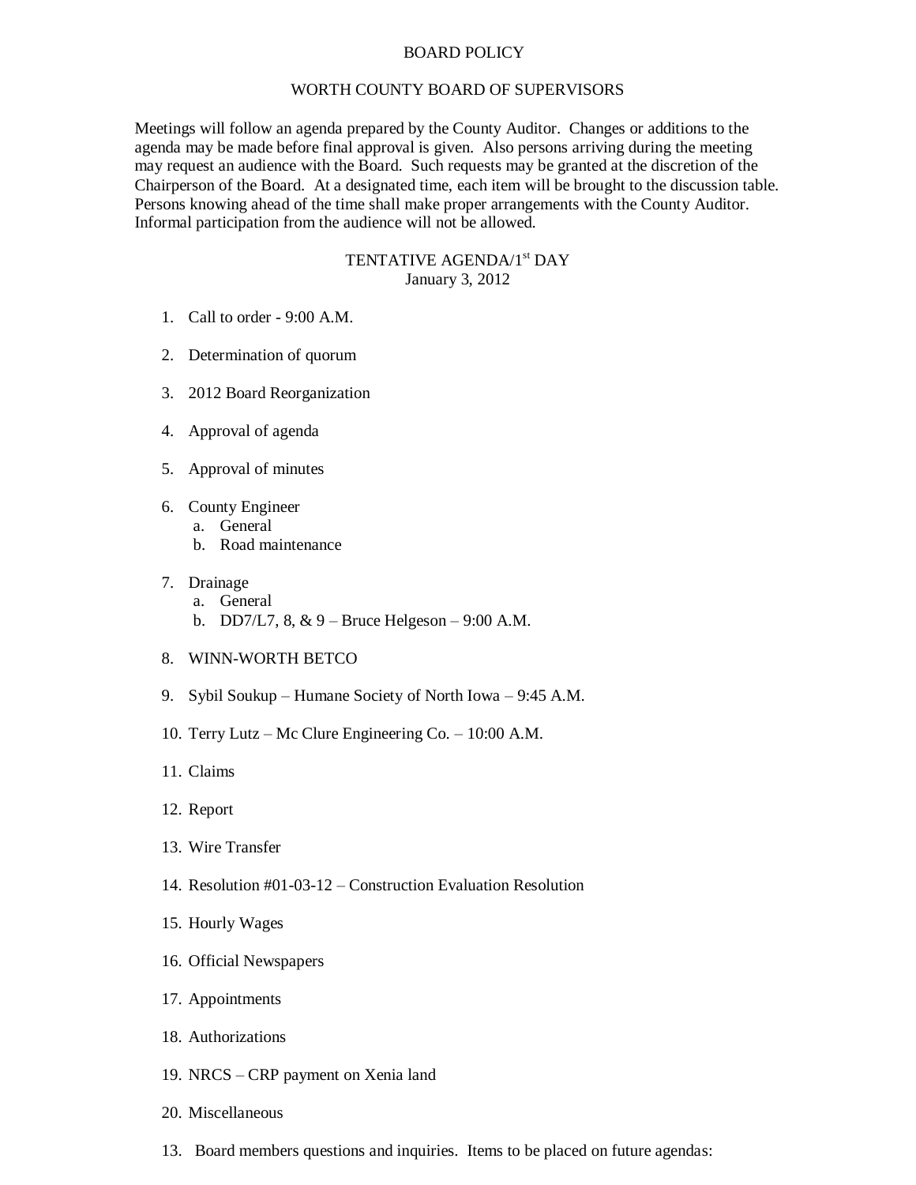# BOARD POLICY

## WORTH COUNTY BOARD OF SUPERVISORS

Meetings will follow an agenda prepared by the County Auditor. Changes or additions to the agenda may be made before final approval is given. Also persons arriving during the meeting may request an audience with the Board. Such requests may be granted at the discretion of the Chairperson of the Board. At a designated time, each item will be brought to the discussion table. Persons knowing ahead of the time shall make proper arrangements with the County Auditor. Informal participation from the audience will not be allowed.

### TENTATIVE AGENDA/1st DAY
January 3, 2012

1. Call to order - 9:00 A.M.
2. Determination of quorum
3. 2012 Board Reorganization
4. Approval of agenda
5. Approval of minutes
6. County Engineer
   a. General
   b. Road maintenance
7. Drainage
   a. General
   b. DD7/L7, 8, & 9 – Bruce Helgeson – 9:00 A.M.
8. WINN-WORTH BETCO
9. Sybil Soukup – Humane Society of North Iowa – 9:45 A.M.
10. Terry Lutz – Mc Clure Engineering Co. – 10:00 A.M.
11. Claims
12. Report
13. Wire Transfer
14. Resolution #01-03-12 – Construction Evaluation Resolution
15. Hourly Wages
16. Official Newspapers
17. Appointments
18. Authorizations
19. NRCS – CRP payment on Xenia land
20. Miscellaneous

13. Board members questions and inquiries. Items to be placed on future agendas: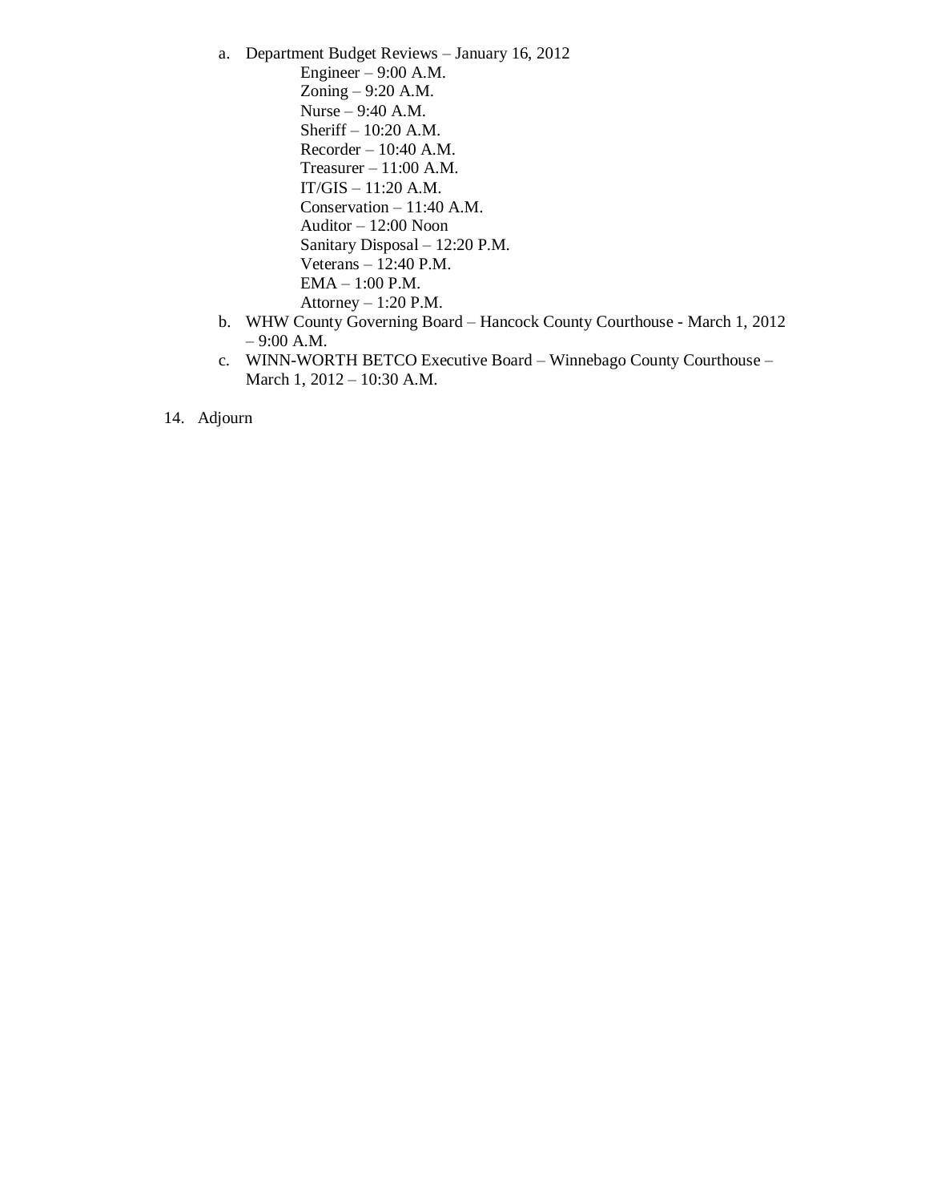a. Department Budget Reviews – January 16, 2012
   - Engineer – 9:00 A.M.
   - Zoning – 9:20 A.M.
   - Nurse – 9:40 A.M.
   - Sheriff – 10:20 A.M.
   - Recorder – 10:40 A.M.
   - Treasurer – 11:00 A.M.
   - IT/GIS – 11:20 A.M.
   - Conservation – 11:40 A.M.
   - Auditor – 12:00 Noon
   - Sanitary Disposal – 12:20 P.M.
   - Veterans – 12:40 P.M.
   - EMA – 1:00 P.M.
   - Attorney – 1:20 P.M.

b. WHW County Governing Board – Hancock County Courthouse - March 1, 2012 – 9:00 A.M.

c. WINN-WORTH BETCO Executive Board – Winnebago County Courthouse – March 1, 2012 – 10:30 A.M.

14. Adjourn